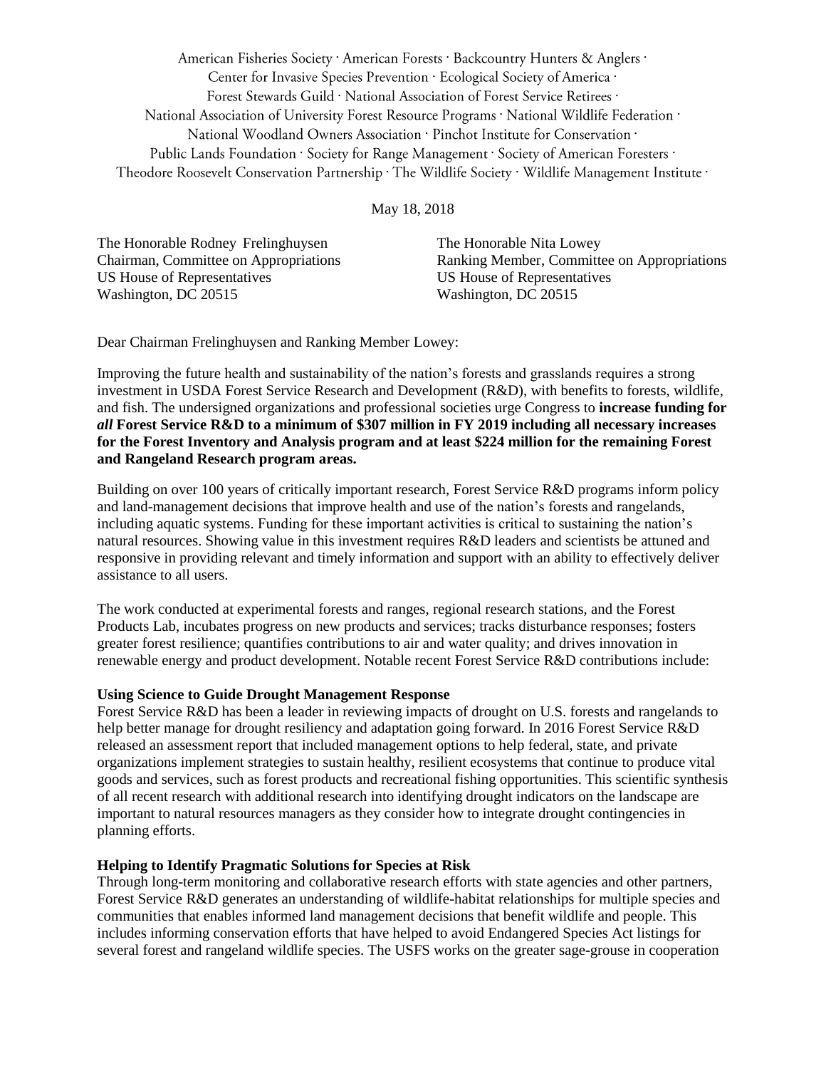American Fisheries Society · American Forests · Backcountry Hunters & Anglers ·
Center for Invasive Species Prevention · Ecological Society of America ·
Forest Stewards Guild · National Association of Forest Service Retirees ·
National Association of University Forest Resource Programs · National Wildlife Federation ·
National Woodland Owners Association · Pinchot Institute for Conservation ·
Public Lands Foundation · Society for Range Management · Society of American Foresters ·
Theodore Roosevelt Conservation Partnership · The Wildlife Society · Wildlife Management Institute ·

May 18, 2018

The Honorable Rodney Frelinghuysen
Chairman, Committee on Appropriations
US House of Representatives
Washington, DC 20515

The Honorable Nita Lowey
Ranking Member, Committee on Appropriations
US House of Representatives
Washington, DC 20515

Dear Chairman Frelinghuysen and Ranking Member Lowey:

Improving the future health and sustainability of the nation's forests and grasslands requires a strong investment in USDA Forest Service Research and Development (R&D), with benefits to forests, wildlife, and fish. The undersigned organizations and professional societies urge Congress to **increase funding for *all* Forest Service R&D to a minimum of $307 million in FY 2019 including all necessary increases for the Forest Inventory and Analysis program and at least $224 million for the remaining Forest and Rangeland Research program areas.**

Building on over 100 years of critically important research, Forest Service R&D programs inform policy and land-management decisions that improve health and use of the nation's forests and rangelands, including aquatic systems. Funding for these important activities is critical to sustaining the nation's natural resources. Showing value in this investment requires R&D leaders and scientists be attuned and responsive in providing relevant and timely information and support with an ability to effectively deliver assistance to all users.

The work conducted at experimental forests and ranges, regional research stations, and the Forest Products Lab, incubates progress on new products and services; tracks disturbance responses; fosters greater forest resilience; quantifies contributions to air and water quality; and drives innovation in renewable energy and product development. Notable recent Forest Service R&D contributions include:

**Using Science to Guide Drought Management Response**
Forest Service R&D has been a leader in reviewing impacts of drought on U.S. forests and rangelands to help better manage for drought resiliency and adaptation going forward. In 2016 Forest Service R&D released an assessment report that included management options to help federal, state, and private organizations implement strategies to sustain healthy, resilient ecosystems that continue to produce vital goods and services, such as forest products and recreational fishing opportunities. This scientific synthesis of all recent research with additional research into identifying drought indicators on the landscape are important to natural resources managers as they consider how to integrate drought contingencies in planning efforts.

**Helping to Identify Pragmatic Solutions for Species at Risk**
Through long-term monitoring and collaborative research efforts with state agencies and other partners, Forest Service R&D generates an understanding of wildlife-habitat relationships for multiple species and communities that enables informed land management decisions that benefit wildlife and people. This includes informing conservation efforts that have helped to avoid Endangered Species Act listings for several forest and rangeland wildlife species. The USFS works on the greater sage-grouse in cooperation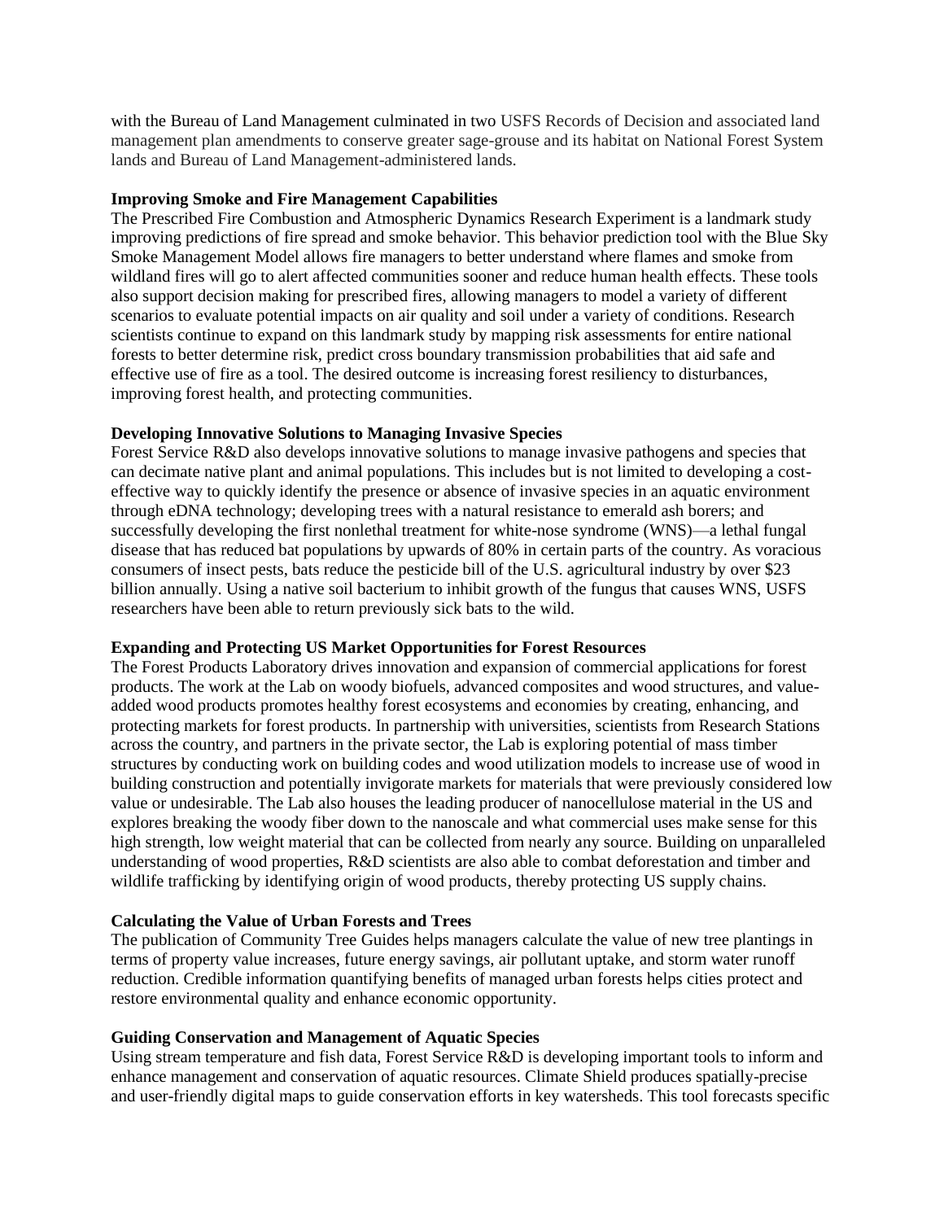with the Bureau of Land Management culminated in two USFS Records of Decision and associated land management plan amendments to conserve greater sage-grouse and its habitat on National Forest System lands and Bureau of Land Management-administered lands.

**Improving Smoke and Fire Management Capabilities**

The Prescribed Fire Combustion and Atmospheric Dynamics Research Experiment is a landmark study improving predictions of fire spread and smoke behavior. This behavior prediction tool with the Blue Sky Smoke Management Model allows fire managers to better understand where flames and smoke from wildland fires will go to alert affected communities sooner and reduce human health effects. These tools also support decision making for prescribed fires, allowing managers to model a variety of different scenarios to evaluate potential impacts on air quality and soil under a variety of conditions. Research scientists continue to expand on this landmark study by mapping risk assessments for entire national forests to better determine risk, predict cross boundary transmission probabilities that aid safe and effective use of fire as a tool. The desired outcome is increasing forest resiliency to disturbances, improving forest health, and protecting communities.

**Developing Innovative Solutions to Managing Invasive Species**

Forest Service R&D also develops innovative solutions to manage invasive pathogens and species that can decimate native plant and animal populations. This includes but is not limited to developing a cost-effective way to quickly identify the presence or absence of invasive species in an aquatic environment through eDNA technology; developing trees with a natural resistance to emerald ash borers; and successfully developing the first nonlethal treatment for white-nose syndrome (WNS)—a lethal fungal disease that has reduced bat populations by upwards of 80% in certain parts of the country. As voracious consumers of insect pests, bats reduce the pesticide bill of the U.S. agricultural industry by over $23 billion annually. Using a native soil bacterium to inhibit growth of the fungus that causes WNS, USFS researchers have been able to return previously sick bats to the wild.

**Expanding and Protecting US Market Opportunities for Forest Resources**

The Forest Products Laboratory drives innovation and expansion of commercial applications for forest products. The work at the Lab on woody biofuels, advanced composites and wood structures, and value-added wood products promotes healthy forest ecosystems and economies by creating, enhancing, and protecting markets for forest products. In partnership with universities, scientists from Research Stations across the country, and partners in the private sector, the Lab is exploring potential of mass timber structures by conducting work on building codes and wood utilization models to increase use of wood in building construction and potentially invigorate markets for materials that were previously considered low value or undesirable. The Lab also houses the leading producer of nanocellulose material in the US and explores breaking the woody fiber down to the nanoscale and what commercial uses make sense for this high strength, low weight material that can be collected from nearly any source. Building on unparalleled understanding of wood properties, R&D scientists are also able to combat deforestation and timber and wildlife trafficking by identifying origin of wood products, thereby protecting US supply chains.

**Calculating the Value of Urban Forests and Trees**

The publication of Community Tree Guides helps managers calculate the value of new tree plantings in terms of property value increases, future energy savings, air pollutant uptake, and storm water runoff reduction. Credible information quantifying benefits of managed urban forests helps cities protect and restore environmental quality and enhance economic opportunity.

**Guiding Conservation and Management of Aquatic Species**

Using stream temperature and fish data, Forest Service R&D is developing important tools to inform and enhance management and conservation of aquatic resources. Climate Shield produces spatially-precise and user-friendly digital maps to guide conservation efforts in key watersheds. This tool forecasts specific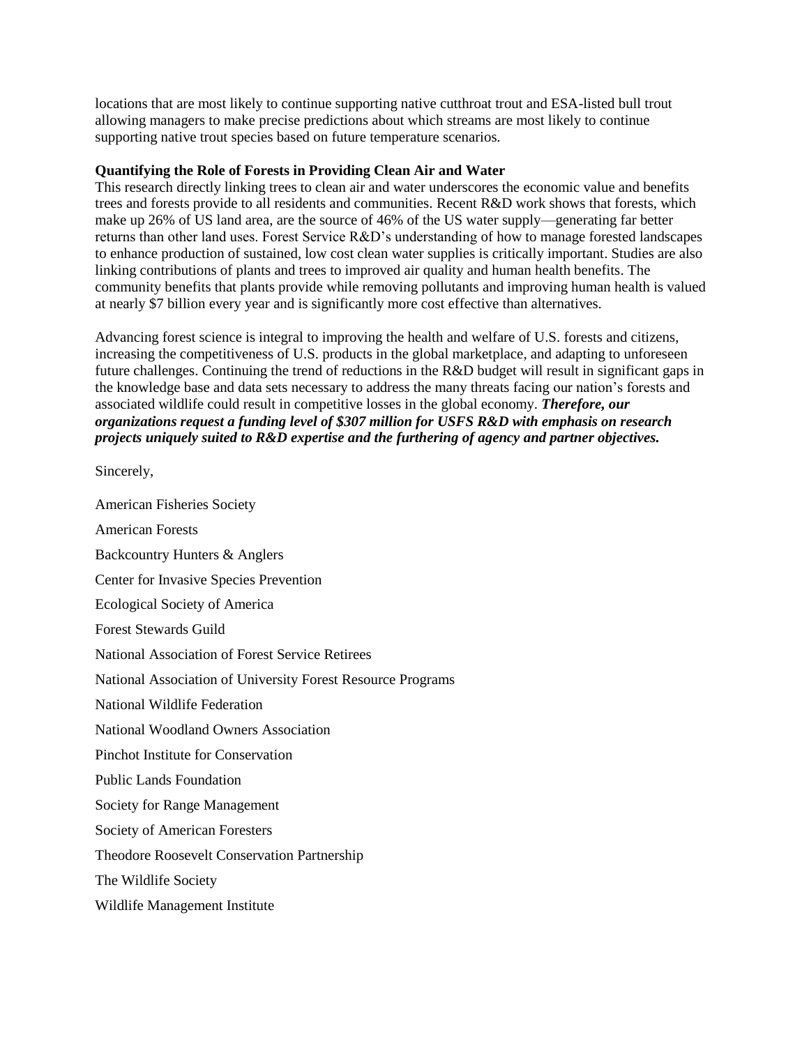locations that are most likely to continue supporting native cutthroat trout and ESA-listed bull trout allowing managers to make precise predictions about which streams are most likely to continue supporting native trout species based on future temperature scenarios.

**Quantifying the Role of Forests in Providing Clean Air and Water**

This research directly linking trees to clean air and water underscores the economic value and benefits trees and forests provide to all residents and communities. Recent R&D work shows that forests, which make up 26% of US land area, are the source of 46% of the US water supply—generating far better returns than other land uses. Forest Service R&D's understanding of how to manage forested landscapes to enhance production of sustained, low cost clean water supplies is critically important. Studies are also linking contributions of plants and trees to improved air quality and human health benefits. The community benefits that plants provide while removing pollutants and improving human health is valued at nearly $7 billion every year and is significantly more cost effective than alternatives.

Advancing forest science is integral to improving the health and welfare of U.S. forests and citizens, increasing the competitiveness of U.S. products in the global marketplace, and adapting to unforeseen future challenges. Continuing the trend of reductions in the R&D budget will result in significant gaps in the knowledge base and data sets necessary to address the many threats facing our nation's forests and associated wildlife could result in competitive losses in the global economy. ***Therefore, our organizations request a funding level of $307 million for USFS R&D with emphasis on research projects uniquely suited to R&D expertise and the furthering of agency and partner objectives.***

Sincerely,

American Fisheries Society

American Forests

Backcountry Hunters & Anglers

Center for Invasive Species Prevention

Ecological Society of America

Forest Stewards Guild

National Association of Forest Service Retirees

National Association of University Forest Resource Programs

National Wildlife Federation

National Woodland Owners Association

Pinchot Institute for Conservation

Public Lands Foundation

Society for Range Management

Society of American Foresters

Theodore Roosevelt Conservation Partnership

The Wildlife Society

Wildlife Management Institute